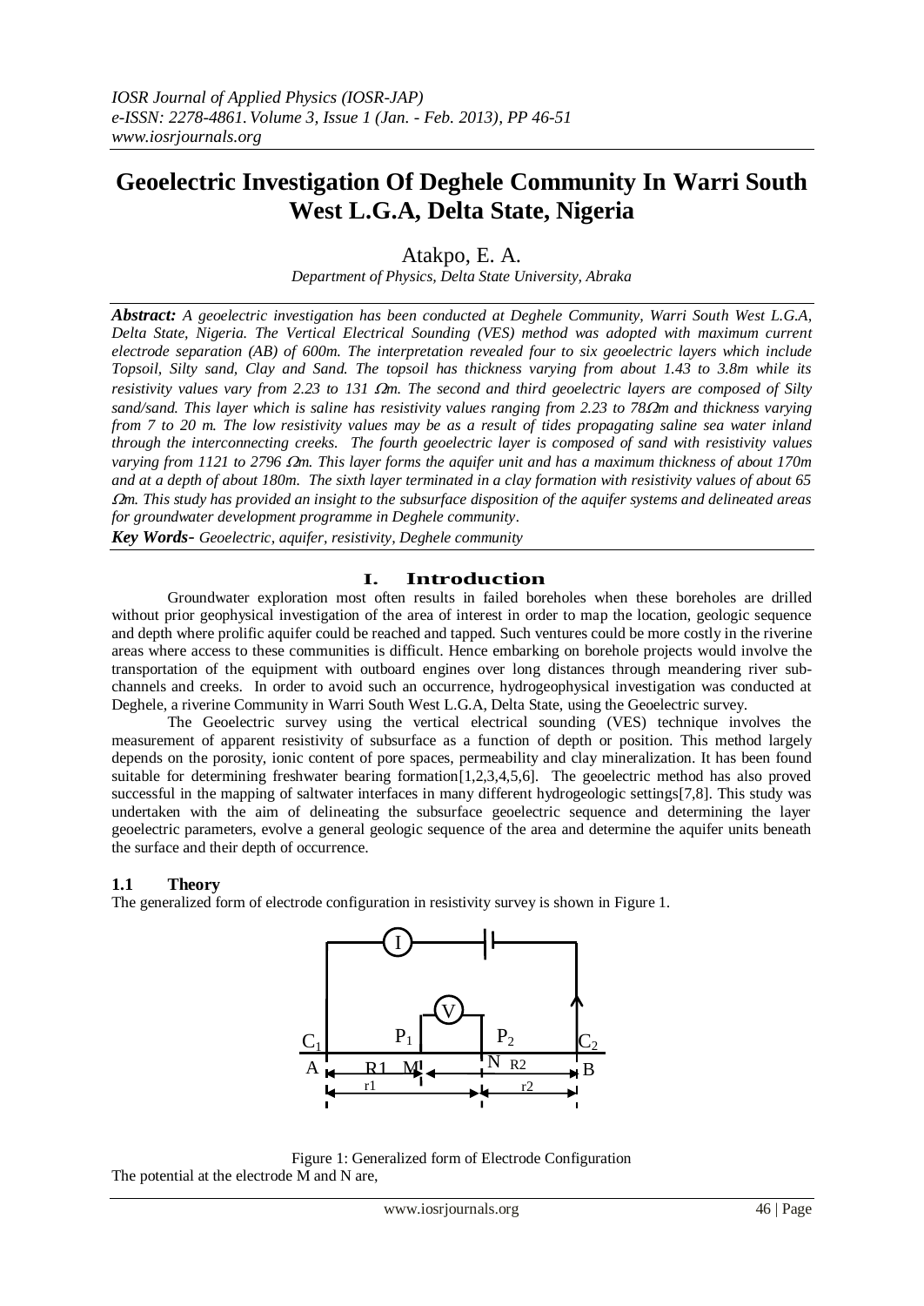# Geoelectric Investigation Of Deghele Community In Warri South West L.G.A, Delta State, Nigeria

Atakpo, E. A.

*Department of Physics, Delta State University, Abraka*

***Abstract:*** *A geoelectric investigation has been conducted at Deghele Community, Warri South West L.G.A, Delta State, Nigeria. The Vertical Electrical Sounding (VES) method was adopted with maximum current electrode separation (AB) of 600m. The interpretation revealed four to six geoelectric layers which include Topsoil, Silty sand, Clay and Sand. The topsoil has thickness varying from about 1.43 to 3.8m while its resistivity values vary from 2.23 to 131 Ωm. The second and third geoelectric layers are composed of Silty sand/sand. This layer which is saline has resistivity values ranging from 2.23 to 78Ωm and thickness varying from 7 to 20 m. The low resistivity values may be as a result of tides propagating saline sea water inland through the interconnecting creeks. The fourth geoelectric layer is composed of sand with resistivity values varying from 1121 to 2796 Ωm. This layer forms the aquifer unit and has a maximum thickness of about 170m and at a depth of about 180m. The sixth layer terminated in a clay formation with resistivity values of about 65 Ωm. This study has provided an insight to the subsurface disposition of the aquifer systems and delineated areas for groundwater development programme in Deghele community.*

***Key Words-*** *Geoelectric, aquifer, resistivity, Deghele community*

## I. Introduction

Groundwater exploration most often results in failed boreholes when these boreholes are drilled without prior geophysical investigation of the area of interest in order to map the location, geologic sequence and depth where prolific aquifer could be reached and tapped. Such ventures could be more costly in the riverine areas where access to these communities is difficult. Hence embarking on borehole projects would involve the transportation of the equipment with outboard engines over long distances through meandering river sub-channels and creeks. In order to avoid such an occurrence, hydrogeophysical investigation was conducted at Deghele, a riverine Community in Warri South West L.G.A, Delta State, using the Geoelectric survey.

The Geoelectric survey using the vertical electrical sounding (VES) technique involves the measurement of apparent resistivity of subsurface as a function of depth or position. This method largely depends on the porosity, ionic content of pore spaces, permeability and clay mineralization. It has been found suitable for determining freshwater bearing formation[1,2,3,4,5,6]. The geoelectric method has also proved successful in the mapping of saltwater interfaces in many different hydrogeologic settings[7,8]. This study was undertaken with the aim of delineating the subsurface geoelectric sequence and determining the layer geoelectric parameters, evolve a general geologic sequence of the area and determine the aquifer units beneath the surface and their depth of occurrence.

### 1.1 Theory

The generalized form of electrode configuration in resistivity survey is shown in Figure 1.

Figure 1: Generalized form of Electrode Configuration

The potential at the electrode M and N are,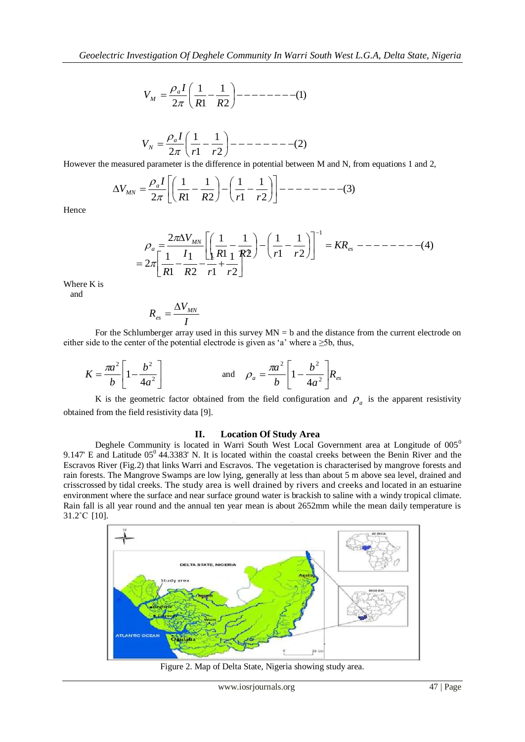$$V_M = \frac{\rho_a I}{2\pi}\left(\frac{1}{R1} - \frac{1}{R2}\right) \text{--------}(1)$$

$$V_N = \frac{\rho_a I}{2\pi}\left(\frac{1}{r1} - \frac{1}{r2}\right) \text{--------}(2)$$

However the measured parameter is the difference in potential between M and N, from equations 1 and 2,

$$\Delta V_{MN} = \frac{\rho_a I}{2\pi}\left[\left(\frac{1}{R1} - \frac{1}{R2}\right) - \left(\frac{1}{r1} - \frac{1}{r2}\right)\right] \text{--------}(3)$$

Hence

$$\rho_a = \frac{2\pi \Delta V_{MN}}{I}\left[\left(\frac{1}{R1} - \frac{1}{R2}\right) - \left(\frac{1}{r1} - \frac{1}{r2}\right)\right]^{-1} = KR_{es} \text{--------}(4)$$

Where K is

$$= 2\pi\left[\frac{1}{R1} - \frac{1}{R2} - \frac{1}{r1} + \frac{1}{r2}\right]$$

and

$$R_{es} = \frac{\Delta V_{MN}}{I}$$

For the Schlumberger array used in this survey MN = b and the distance from the current electrode on either side to the center of the potential electrode is given as 'a' where a ≥5b, thus,

$$K = \frac{\pi a^2}{b}\left[1 - \frac{b^2}{4a^2}\right] \quad \text{and} \quad \rho_a = \frac{\pi a^2}{b}\left[1 - \frac{b^2}{4a^2}\right]R_{es}$$

K is the geometric factor obtained from the field configuration and $\rho_a$ is the apparent resistivity obtained from the field resistivity data [9].

## II. Location Of Study Area

Deghele Community is located in Warri South West Local Government area at Longitude of 005$^0$ 9.147' E and Latitude 05$^0$ 44.3383' N. It is located within the coastal creeks between the Benin River and the Escravos River (Fig.2) that links Warri and Escravos. The vegetation is characterised by mangrove forests and rain forests. The Mangrove Swamps are low lying, generally at less than about 5 m above sea level, drained and crisscrossed by tidal creeks. The study area is well drained by rivers and creeks and located in an estuarine environment where the surface and near surface ground water is brackish to saline with a windy tropical climate. Rain fall is all year round and the annual ten year mean is about 2652mm while the mean daily temperature is 31.2˚C [10].

Figure 2. Map of Delta State, Nigeria showing study area.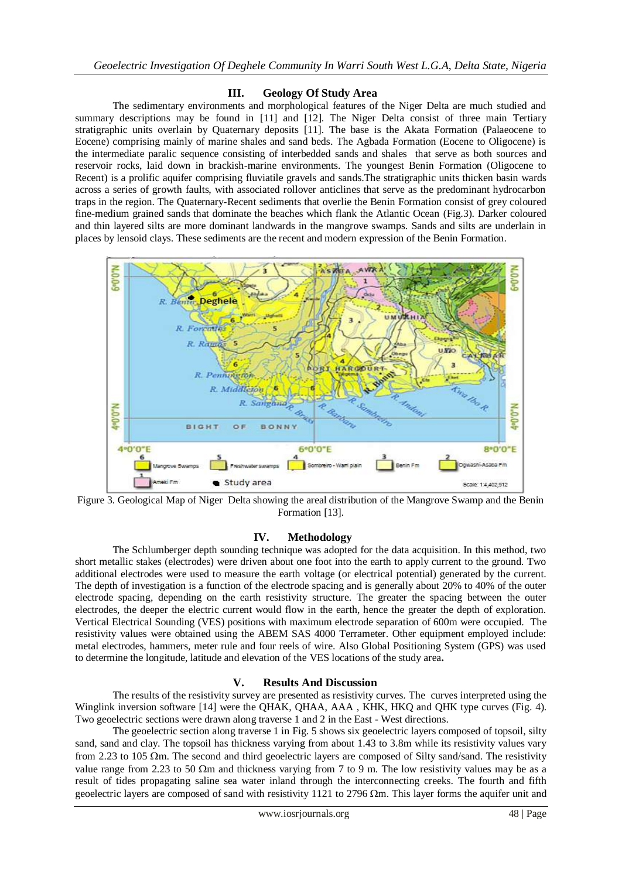## III. Geology Of Study Area

The sedimentary environments and morphological features of the Niger Delta are much studied and summary descriptions may be found in [11] and [12]. The Niger Delta consist of three main Tertiary stratigraphic units overlain by Quaternary deposits [11]. The base is the Akata Formation (Palaeocene to Eocene) comprising mainly of marine shales and sand beds. The Agbada Formation (Eocene to Oligocene) is the intermediate paralic sequence consisting of interbedded sands and shales that serve as both sources and reservoir rocks, laid down in brackish-marine environments. The youngest Benin Formation (Oligocene to Recent) is a prolific aquifer comprising fluviatile gravels and sands.The stratigraphic units thicken basin wards across a series of growth faults, with associated rollover anticlines that serve as the predominant hydrocarbon traps in the region. The Quaternary-Recent sediments that overlie the Benin Formation consist of grey coloured fine-medium grained sands that dominate the beaches which flank the Atlantic Ocean (Fig.3). Darker coloured and thin layered silts are more dominant landwards in the mangrove swamps. Sands and silts are underlain in places by lensoid clays. These sediments are the recent and modern expression of the Benin Formation.

Figure 3. Geological Map of Niger Delta showing the areal distribution of the Mangrove Swamp and the Benin Formation [13].

## IV. Methodology

The Schlumberger depth sounding technique was adopted for the data acquisition. In this method, two short metallic stakes (electrodes) were driven about one foot into the earth to apply current to the ground. Two additional electrodes were used to measure the earth voltage (or electrical potential) generated by the current. The depth of investigation is a function of the electrode spacing and is generally about 20% to 40% of the outer electrode spacing, depending on the earth resistivity structure. The greater the spacing between the outer electrodes, the deeper the electric current would flow in the earth, hence the greater the depth of exploration. Vertical Electrical Sounding (VES) positions with maximum electrode separation of 600m were occupied. The resistivity values were obtained using the ABEM SAS 4000 Terrameter. Other equipment employed include: metal electrodes, hammers, meter rule and four reels of wire. Also Global Positioning System (GPS) was used to determine the longitude, latitude and elevation of the VES locations of the study area**.**

## V. Results And Discussion

The results of the resistivity survey are presented as resistivity curves. The curves interpreted using the Winglink inversion software [14] were the QHAK, QHAA, AAA , KHK, HKQ and QHK type curves (Fig. 4). Two geoelectric sections were drawn along traverse 1 and 2 in the East - West directions.

The geoelectric section along traverse 1 in Fig. 5 shows six geoelectric layers composed of topsoil, silty sand, sand and clay. The topsoil has thickness varying from about 1.43 to 3.8m while its resistivity values vary from 2.23 to 105 Ωm. The second and third geoelectric layers are composed of Silty sand/sand. The resistivity value range from 2.23 to 50 Ωm and thickness varying from 7 to 9 m. The low resistivity values may be as a result of tides propagating saline sea water inland through the interconnecting creeks. The fourth and fifth geoelectric layers are composed of sand with resistivity 1121 to 2796 Ωm. This layer forms the aquifer unit and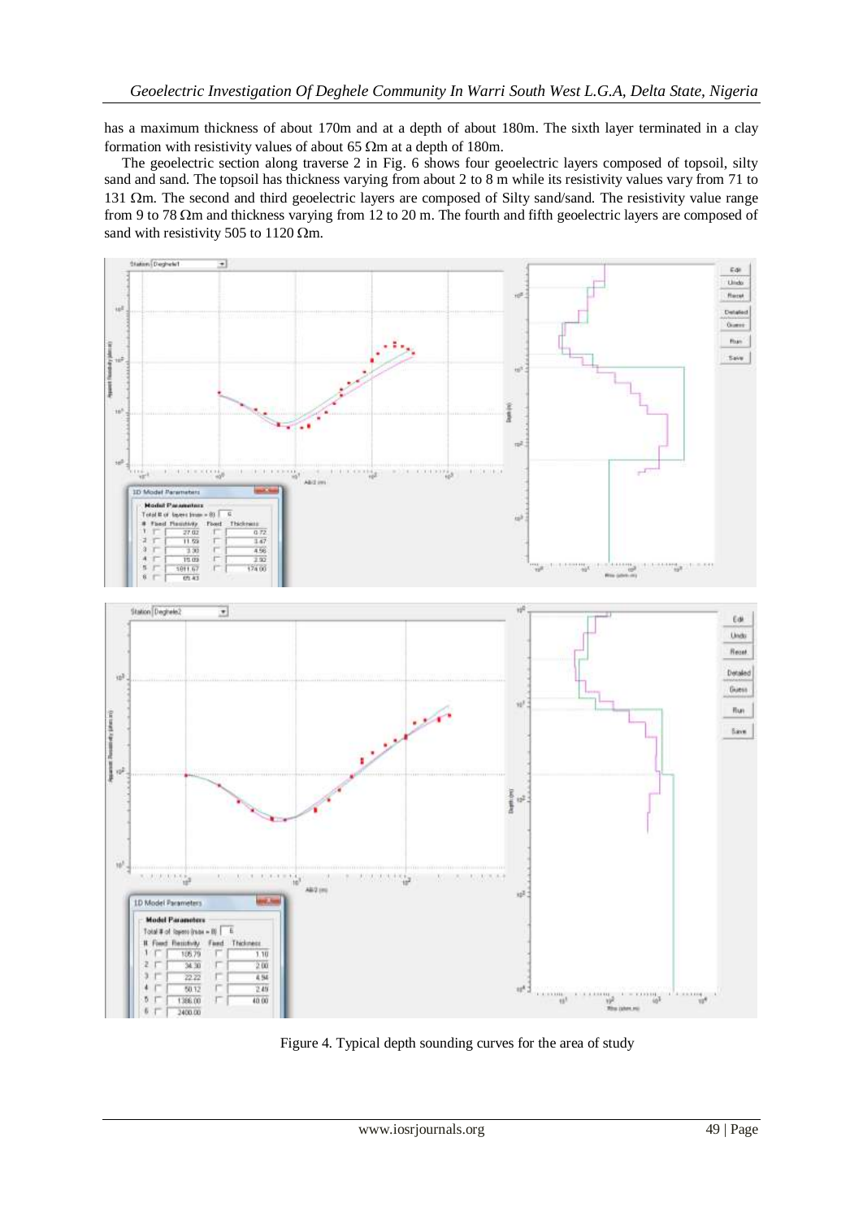has a maximum thickness of about 170m and at a depth of about 180m. The sixth layer terminated in a clay formation with resistivity values of about 65 Ωm at a depth of 180m.

The geoelectric section along traverse 2 in Fig. 6 shows four geoelectric layers composed of topsoil, silty sand and sand. The topsoil has thickness varying from about 2 to 8 m while its resistivity values vary from 71 to 131 Ωm. The second and third geoelectric layers are composed of Silty sand/sand. The resistivity value range from 9 to 78 Ωm and thickness varying from 12 to 20 m. The fourth and fifth geoelectric layers are composed of sand with resistivity 505 to 1120 Ωm.

Figure 4. Typical depth sounding curves for the area of study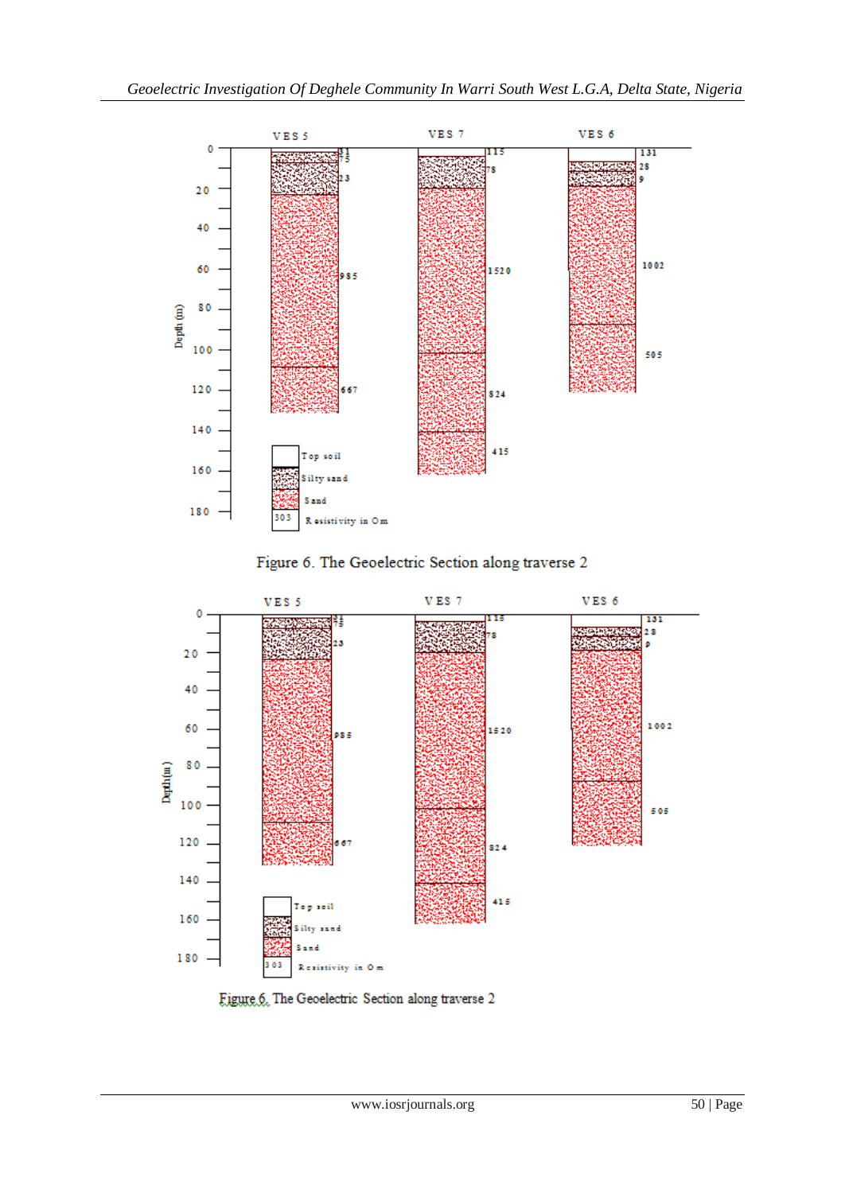Figure 6. The Geoelectric Section along traverse 2

Figure 6. The Geoelectric Section along traverse 2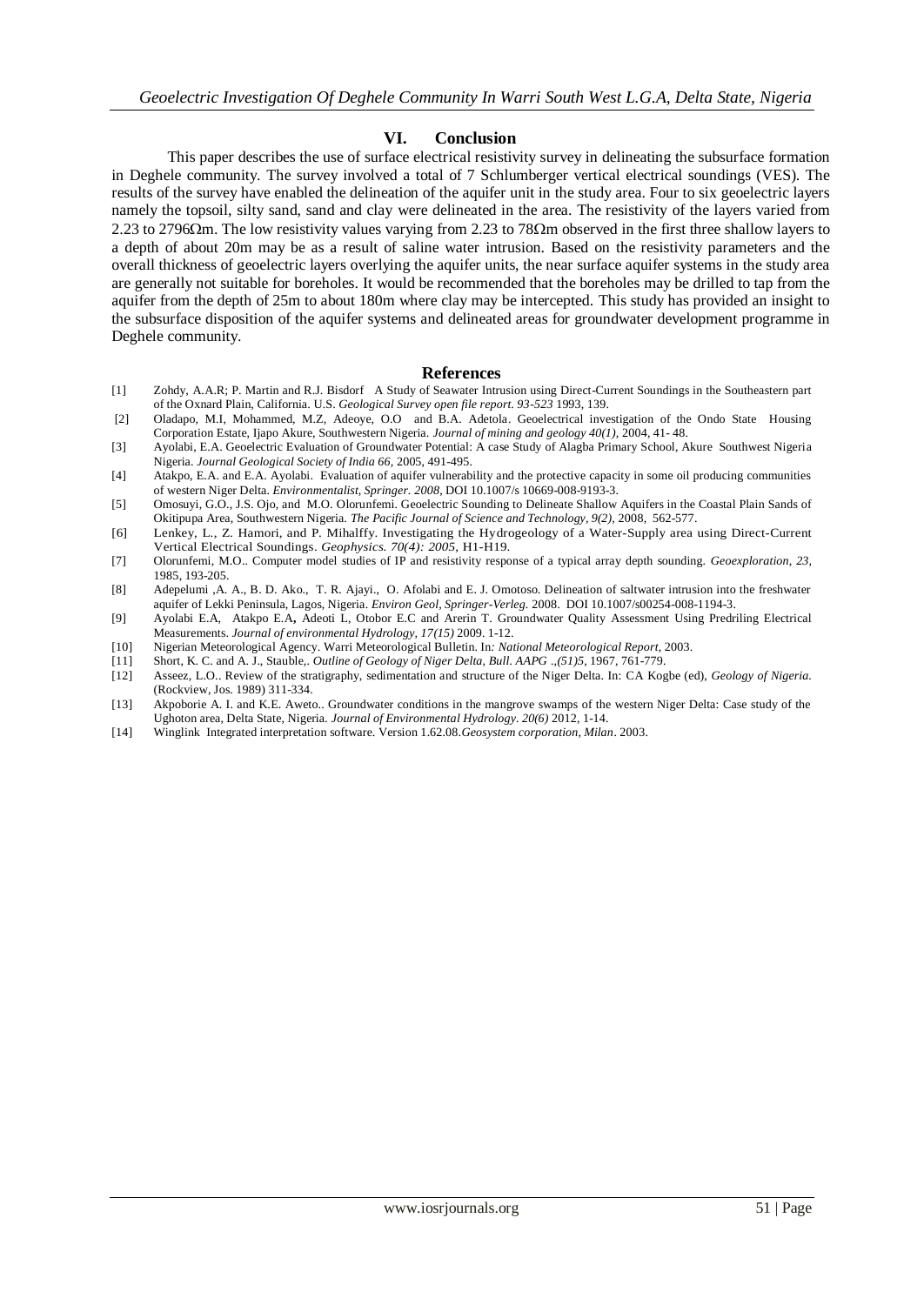## VI. Conclusion

This paper describes the use of surface electrical resistivity survey in delineating the subsurface formation in Deghele community. The survey involved a total of 7 Schlumberger vertical electrical soundings (VES). The results of the survey have enabled the delineation of the aquifer unit in the study area. Four to six geoelectric layers namely the topsoil, silty sand, sand and clay were delineated in the area. The resistivity of the layers varied from 2.23 to 2796Ωm. The low resistivity values varying from 2.23 to 78Ωm observed in the first three shallow layers to a depth of about 20m may be as a result of saline water intrusion. Based on the resistivity parameters and the overall thickness of geoelectric layers overlying the aquifer units, the near surface aquifer systems in the study area are generally not suitable for boreholes. It would be recommended that the boreholes may be drilled to tap from the aquifer from the depth of 25m to about 180m where clay may be intercepted. This study has provided an insight to the subsurface disposition of the aquifer systems and delineated areas for groundwater development programme in Deghele community.

## References

[1] Zohdy, A.A.R; P. Martin and R.J. Bisdorf A Study of Seawater Intrusion using Direct-Current Soundings in the Southeastern part of the Oxnard Plain, California. U.S. *Geological Survey open file report. 93-523* 1993, 139.

[2] Oladapo, M.I, Mohammed, M.Z, Adeoye, O.O and B.A. Adetola. Geoelectrical investigation of the Ondo State Housing Corporation Estate, Ijapo Akure, Southwestern Nigeria. *Journal of mining and geology 40(1)*, 2004, 41- 48.

[3] Ayolabi, E.A. Geoelectric Evaluation of Groundwater Potential: A case Study of Alagba Primary School, Akure Southwest Nigeria Nigeria. *Journal Geological Society of India 66*, 2005, 491-495.

[4] Atakpo, E.A. and E.A. Ayolabi. Evaluation of aquifer vulnerability and the protective capacity in some oil producing communities of western Niger Delta. *Environmentalist, Springer. 2008*, DOI 10.1007/s 10669-008-9193-3.

[5] Omosuyi, G.O., J.S. Ojo, and M.O. Olorunfemi. Geoelectric Sounding to Delineate Shallow Aquifers in the Coastal Plain Sands of Okitipupa Area, Southwestern Nigeria. *The Pacific Journal of Science and Technology, 9(2)*, 2008, 562-577.

[6] Lenkey, L., Z. Hamori, and P. Mihalffy. Investigating the Hydrogeology of a Water-Supply area using Direct-Current Vertical Electrical Soundings. *Geophysics. 70(4): 2005*, H1-H19.

[7] Olorunfemi, M.O.. Computer model studies of IP and resistivity response of a typical array depth sounding. *Geoexploration, 23,* 1985, 193-205.

[8] Adepelumi ,A. A., B. D. Ako., T. R. Ajayi., O. Afolabi and E. J. Omotoso. Delineation of saltwater intrusion into the freshwater aquifer of Lekki Peninsula, Lagos, Nigeria. *Environ Geol, Springer-Verleg.* 2008. DOI 10.1007/s00254-008-1194-3.

[9] Ayolabi E.A, Atakpo E.A**,** Adeoti L, Otobor E.C and Arerin T. Groundwater Quality Assessment Using Predriling Electrical Measurements. *Journal of environmental Hydrology, 17(15)* 2009. 1-12.

[10] Nigerian Meteorological Agency. Warri Meteorological Bulletin. In*: National Meteorological Report*, 2003.

[11] Short, K. C. and A. J., Stauble,. *Outline of Geology of Niger Delta, Bull. AAPG .,(51)5*, 1967, 761-779.

[12] Asseez, L.O.. Review of the stratigraphy, sedimentation and structure of the Niger Delta. In: CA Kogbe (ed), *Geology of Nigeria.* (Rockview, Jos. 1989) 311-334.

[13] Akpoborie A. I. and K.E. Aweto.. Groundwater conditions in the mangrove swamps of the western Niger Delta: Case study of the Ughoton area, Delta State, Nigeria. *Journal of Environmental Hydrology. 20(6)* 2012, 1-14.

[14] Winglink Integrated interpretation software. Version 1.62.08.*Geosystem corporation, Milan*. 2003.